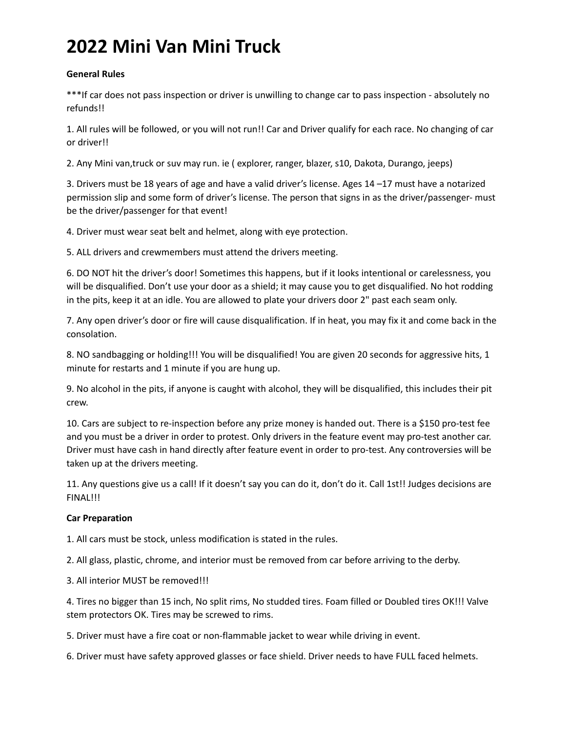# 2022 Mini Van Mini Truck

**General Rules**

***If car does not pass inspection or driver is unwilling to change car to pass inspection - absolutely no refunds!!

1. All rules will be followed, or you will not run!! Car and Driver qualify for each race. No changing of car or driver!!

2. Any Mini van,truck or suv may run. ie ( explorer, ranger, blazer, s10, Dakota, Durango, jeeps)

3. Drivers must be 18 years of age and have a valid driver's license. Ages 14 –17 must have a notarized permission slip and some form of driver's license. The person that signs in as the driver/passenger- must be the driver/passenger for that event!

4. Driver must wear seat belt and helmet, along with eye protection.

5. ALL drivers and crewmembers must attend the drivers meeting.

6. DO NOT hit the driver's door! Sometimes this happens, but if it looks intentional or carelessness, you will be disqualified. Don't use your door as a shield; it may cause you to get disqualified. No hot rodding in the pits, keep it at an idle. You are allowed to plate your drivers door 2" past each seam only.

7. Any open driver's door or fire will cause disqualification. If in heat, you may fix it and come back in the consolation.

8. NO sandbagging or holding!!! You will be disqualified! You are given 20 seconds for aggressive hits, 1 minute for restarts and 1 minute if you are hung up.

9. No alcohol in the pits, if anyone is caught with alcohol, they will be disqualified, this includes their pit crew.

10. Cars are subject to re-inspection before any prize money is handed out. There is a $150 pro-test fee and you must be a driver in order to protest. Only drivers in the feature event may pro-test another car. Driver must have cash in hand directly after feature event in order to pro-test. Any controversies will be taken up at the drivers meeting.

11. Any questions give us a call! If it doesn't say you can do it, don't do it. Call 1st!! Judges decisions are FINAL!!!

**Car Preparation**

1. All cars must be stock, unless modification is stated in the rules.

2. All glass, plastic, chrome, and interior must be removed from car before arriving to the derby.

3. All interior MUST be removed!!!

4. Tires no bigger than 15 inch, No split rims, No studded tires. Foam filled or Doubled tires OK!!! Valve stem protectors OK. Tires may be screwed to rims.

5. Driver must have a fire coat or non-flammable jacket to wear while driving in event.

6. Driver must have safety approved glasses or face shield. Driver needs to have FULL faced helmets.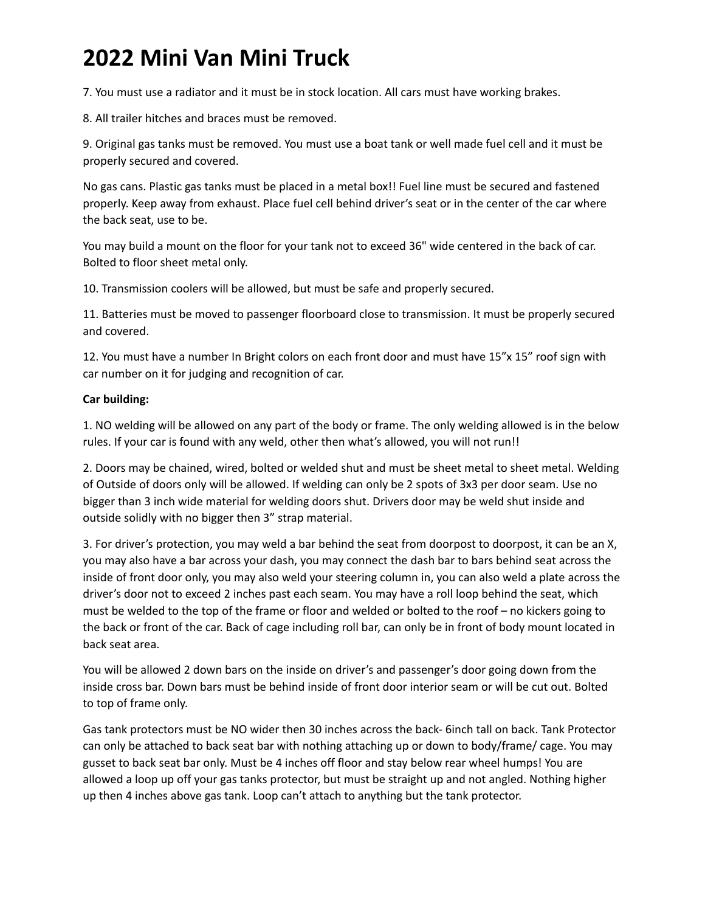# 2022 Mini Van Mini Truck

7. You must use a radiator and it must be in stock location. All cars must have working brakes.

8. All trailer hitches and braces must be removed.

9. Original gas tanks must be removed. You must use a boat tank or well made fuel cell and it must be properly secured and covered.

No gas cans. Plastic gas tanks must be placed in a metal box!! Fuel line must be secured and fastened properly. Keep away from exhaust. Place fuel cell behind driver's seat or in the center of the car where the back seat, use to be.

You may build a mount on the floor for your tank not to exceed 36" wide centered in the back of car. Bolted to floor sheet metal only.

10. Transmission coolers will be allowed, but must be safe and properly secured.

11. Batteries must be moved to passenger floorboard close to transmission. It must be properly secured and covered.

12. You must have a number In Bright colors on each front door and must have 15"x 15" roof sign with car number on it for judging and recognition of car.

**Car building:**

1. NO welding will be allowed on any part of the body or frame. The only welding allowed is in the below rules. If your car is found with any weld, other then what's allowed, you will not run!!

2. Doors may be chained, wired, bolted or welded shut and must be sheet metal to sheet metal. Welding of Outside of doors only will be allowed. If welding can only be 2 spots of 3x3 per door seam. Use no bigger than 3 inch wide material for welding doors shut. Drivers door may be weld shut inside and outside solidly with no bigger then 3" strap material.

3. For driver's protection, you may weld a bar behind the seat from doorpost to doorpost, it can be an X, you may also have a bar across your dash, you may connect the dash bar to bars behind seat across the inside of front door only, you may also weld your steering column in, you can also weld a plate across the driver's door not to exceed 2 inches past each seam. You may have a roll loop behind the seat, which must be welded to the top of the frame or floor and welded or bolted to the roof – no kickers going to the back or front of the car. Back of cage including roll bar, can only be in front of body mount located in back seat area.

You will be allowed 2 down bars on the inside on driver's and passenger's door going down from the inside cross bar. Down bars must be behind inside of front door interior seam or will be cut out. Bolted to top of frame only.

Gas tank protectors must be NO wider then 30 inches across the back- 6inch tall on back. Tank Protector can only be attached to back seat bar with nothing attaching up or down to body/frame/ cage. You may gusset to back seat bar only. Must be 4 inches off floor and stay below rear wheel humps! You are allowed a loop up off your gas tanks protector, but must be straight up and not angled. Nothing higher up then 4 inches above gas tank. Loop can't attach to anything but the tank protector.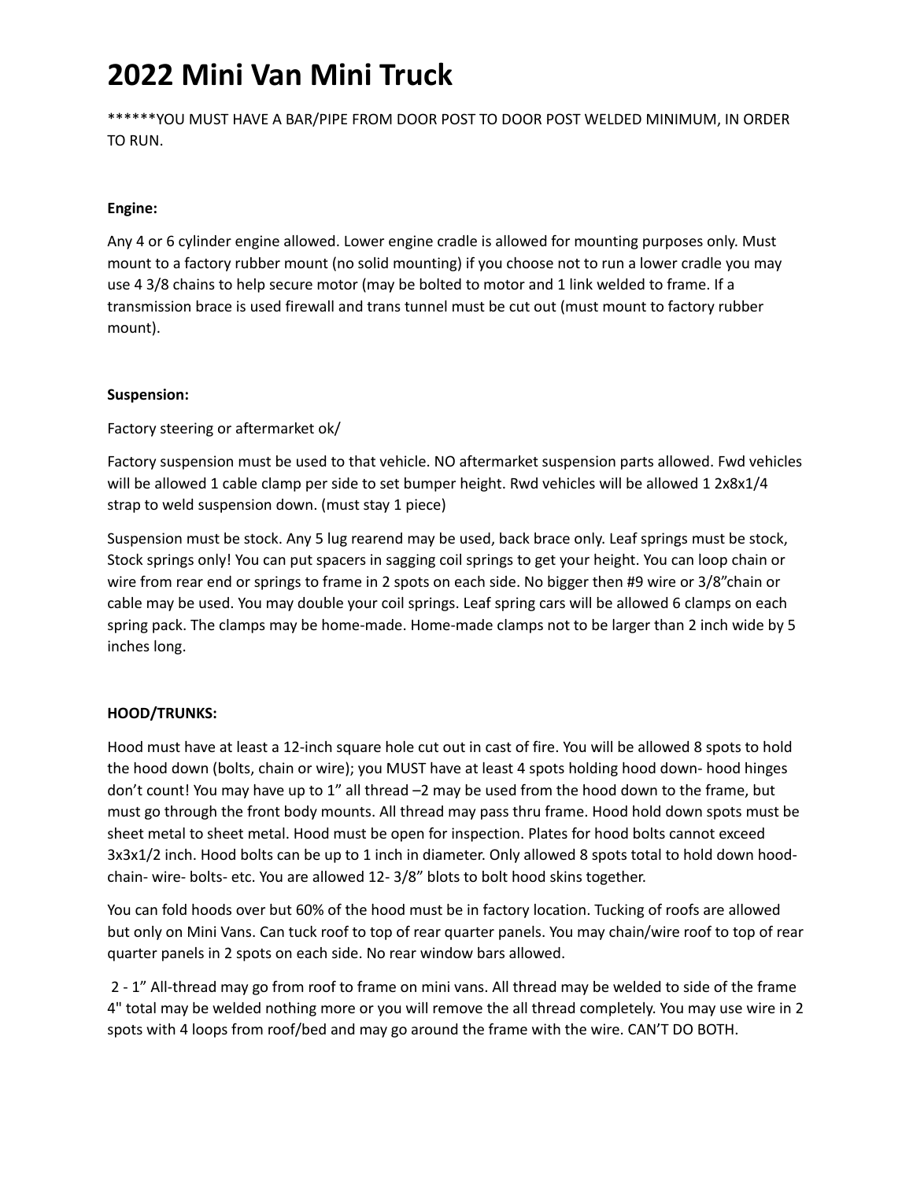# 2022 Mini Van Mini Truck

******YOU MUST HAVE A BAR/PIPE FROM DOOR POST TO DOOR POST WELDED MINIMUM, IN ORDER TO RUN.

**Engine:**

Any 4 or 6 cylinder engine allowed. Lower engine cradle is allowed for mounting purposes only. Must mount to a factory rubber mount (no solid mounting) if you choose not to run a lower cradle you may use 4 3/8 chains to help secure motor (may be bolted to motor and 1 link welded to frame. If a transmission brace is used firewall and trans tunnel must be cut out (must mount to factory rubber mount).

**Suspension:**

Factory steering or aftermarket ok/

Factory suspension must be used to that vehicle. NO aftermarket suspension parts allowed. Fwd vehicles will be allowed 1 cable clamp per side to set bumper height. Rwd vehicles will be allowed 1 2x8x1/4 strap to weld suspension down. (must stay 1 piece)

Suspension must be stock. Any 5 lug rearend may be used, back brace only. Leaf springs must be stock, Stock springs only! You can put spacers in sagging coil springs to get your height. You can loop chain or wire from rear end or springs to frame in 2 spots on each side. No bigger then #9 wire or 3/8"chain or cable may be used. You may double your coil springs. Leaf spring cars will be allowed 6 clamps on each spring pack. The clamps may be home-made. Home-made clamps not to be larger than 2 inch wide by 5 inches long.

**HOOD/TRUNKS:**

Hood must have at least a 12-inch square hole cut out in cast of fire. You will be allowed 8 spots to hold the hood down (bolts, chain or wire); you MUST have at least 4 spots holding hood down- hood hinges don't count! You may have up to 1" all thread –2 may be used from the hood down to the frame, but must go through the front body mounts. All thread may pass thru frame. Hood hold down spots must be sheet metal to sheet metal. Hood must be open for inspection. Plates for hood bolts cannot exceed 3x3x1/2 inch. Hood bolts can be up to 1 inch in diameter. Only allowed 8 spots total to hold down hood- chain- wire- bolts- etc. You are allowed 12- 3/8" blots to bolt hood skins together.

You can fold hoods over but 60% of the hood must be in factory location. Tucking of roofs are allowed but only on Mini Vans. Can tuck roof to top of rear quarter panels. You may chain/wire roof to top of rear quarter panels in 2 spots on each side. No rear window bars allowed.

2 - 1" All-thread may go from roof to frame on mini vans. All thread may be welded to side of the frame 4" total may be welded nothing more or you will remove the all thread completely. You may use wire in 2 spots with 4 loops from roof/bed and may go around the frame with the wire. CAN'T DO BOTH.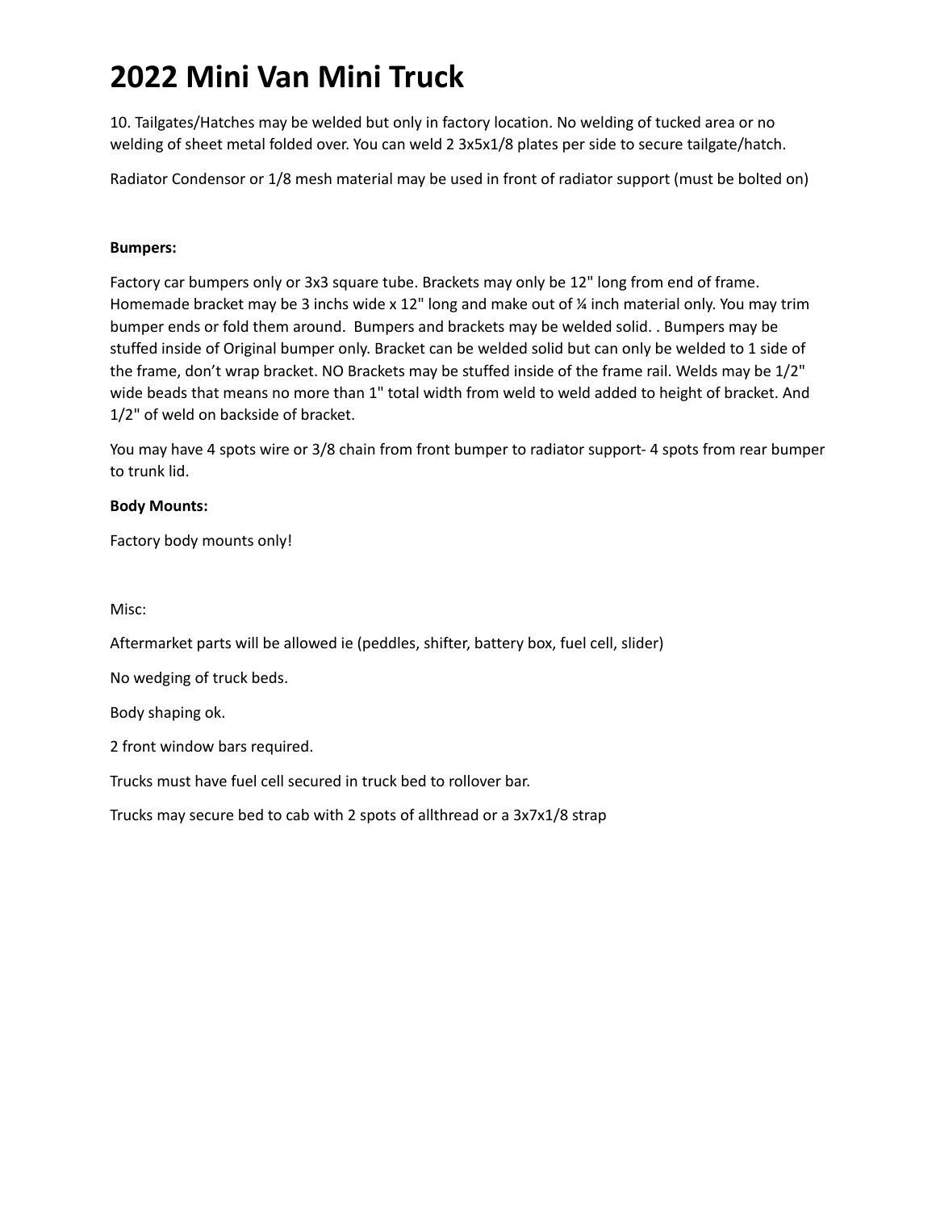# 2022 Mini Van Mini Truck

10. Tailgates/Hatches may be welded but only in factory location. No welding of tucked area or no welding of sheet metal folded over. You can weld 2 3x5x1/8 plates per side to secure tailgate/hatch.

Radiator Condensor or 1/8 mesh material may be used in front of radiator support (must be bolted on)

**Bumpers:**

Factory car bumpers only or 3x3 square tube. Brackets may only be 12" long from end of frame. Homemade bracket may be 3 inchs wide x 12" long and make out of ¼ inch material only. You may trim bumper ends or fold them around. Bumpers and brackets may be welded solid. . Bumpers may be stuffed inside of Original bumper only. Bracket can be welded solid but can only be welded to 1 side of the frame, don't wrap bracket. NO Brackets may be stuffed inside of the frame rail. Welds may be 1/2" wide beads that means no more than 1" total width from weld to weld added to height of bracket. And 1/2" of weld on backside of bracket.

You may have 4 spots wire or 3/8 chain from front bumper to radiator support- 4 spots from rear bumper to trunk lid.

**Body Mounts:**

Factory body mounts only!

Misc:

Aftermarket parts will be allowed ie (peddles, shifter, battery box, fuel cell, slider)

No wedging of truck beds.

Body shaping ok.

2 front window bars required.

Trucks must have fuel cell secured in truck bed to rollover bar.

Trucks may secure bed to cab with 2 spots of allthread or a 3x7x1/8 strap